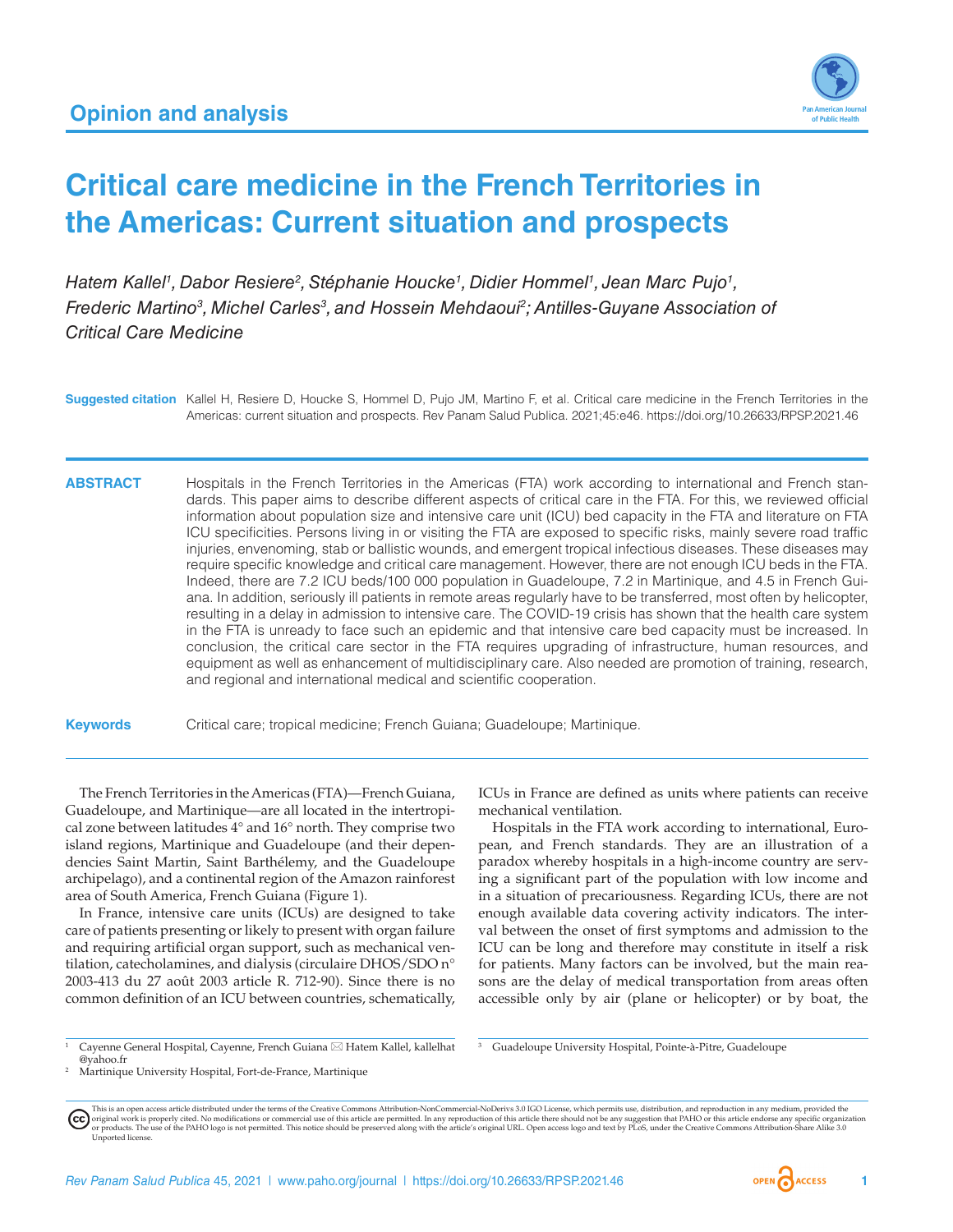Opinion and analysis

# Critical care medicine in the French Territories in the Americas: Current situation and prospects

*Hatem Kallel[1], Dabor Resiere[2], Stéphanie Houcke[1], Didier Hommel[1], Jean Marc Pujo[1], Frederic Martino[3], Michel Carles[3], and Hossein Mehdaoui[2]; Antilles-Guyane Association of Critical Care Medicine*

**Suggested citation** Kallel H, Resiere D, Houcke S, Hommel D, Pujo JM, Martino F, et al. Critical care medicine in the French Territories in the Americas: current situation and prospects. Rev Panam Salud Publica. 2021;45:e46. https://doi.org/10.26633/RPSP.2021.46

**ABSTRACT** Hospitals in the French Territories in the Americas (FTA) work according to international and French standards. This paper aims to describe different aspects of critical care in the FTA. For this, we reviewed official information about population size and intensive care unit (ICU) bed capacity in the FTA and literature on FTA ICU specificities. Persons living in or visiting the FTA are exposed to specific risks, mainly severe road traffic injuries, envenoming, stab or ballistic wounds, and emergent tropical infectious diseases. These diseases may require specific knowledge and critical care management. However, there are not enough ICU beds in the FTA. Indeed, there are 7.2 ICU beds/100 000 population in Guadeloupe, 7.2 in Martinique, and 4.5 in French Guiana. In addition, seriously ill patients in remote areas regularly have to be transferred, most often by helicopter, resulting in a delay in admission to intensive care. The COVID-19 crisis has shown that the health care system in the FTA is unready to face such an epidemic and that intensive care bed capacity must be increased. In conclusion, the critical care sector in the FTA requires upgrading of infrastructure, human resources, and equipment as well as enhancement of multidisciplinary care. Also needed are promotion of training, research, and regional and international medical and scientific cooperation.

**Keywords** Critical care; tropical medicine; French Guiana; Guadeloupe; Martinique.

The French Territories in the Americas (FTA)—French Guiana, Guadeloupe, and Martinique—are all located in the intertropical zone between latitudes 4° and 16° north. They comprise two island regions, Martinique and Guadeloupe (and their dependencies Saint Martin, Saint Barthélemy, and the Guadeloupe archipelago), and a continental region of the Amazon rainforest area of South America, French Guiana (Figure 1).

In France, intensive care units (ICUs) are designed to take care of patients presenting or likely to present with organ failure and requiring artificial organ support, such as mechanical ventilation, catecholamines, and dialysis (circulaire DHOS/SDO n° 2003-413 du 27 août 2003 article R. 712-90). Since there is no common definition of an ICU between countries, schematically, ICUs in France are defined as units where patients can receive mechanical ventilation.

Hospitals in the FTA work according to international, European, and French standards. They are an illustration of a paradox whereby hospitals in a high-income country are serving a significant part of the population with low income and in a situation of precariousness. Regarding ICUs, there are not enough available data covering activity indicators. The interval between the onset of first symptoms and admission to the ICU can be long and therefore may constitute in itself a risk for patients. Many factors can be involved, but the main reasons are the delay of medical transportation from areas often accessible only by air (plane or helicopter) or by boat, the

[1] Cayenne General Hospital, Cayenne, French Guiana ✉ Hatem Kallel, kallelhat@yahoo.fr

[2] Martinique University Hospital, Fort-de-France, Martinique

[3] Guadeloupe University Hospital, Pointe-à-Pitre, Guadeloupe

This is an open access article distributed under the terms of the Creative Commons Attribution-NonCommercial-NoDerivs 3.0 IGO License, which permits use, distribution, and reproduction in any medium, provided the original work is properly cited. No modifications or commercial use of this article are permitted. In any reproduction of this article there should not be any suggestion that PAHO or this article endorse any specific organization or products. The use of the PAHO logo is not permitted. This notice should be preserved along with the article's original URL. Open access logo and text by PLoS, under the Creative Commons Attribution-Share Alike 3.0 Unported license.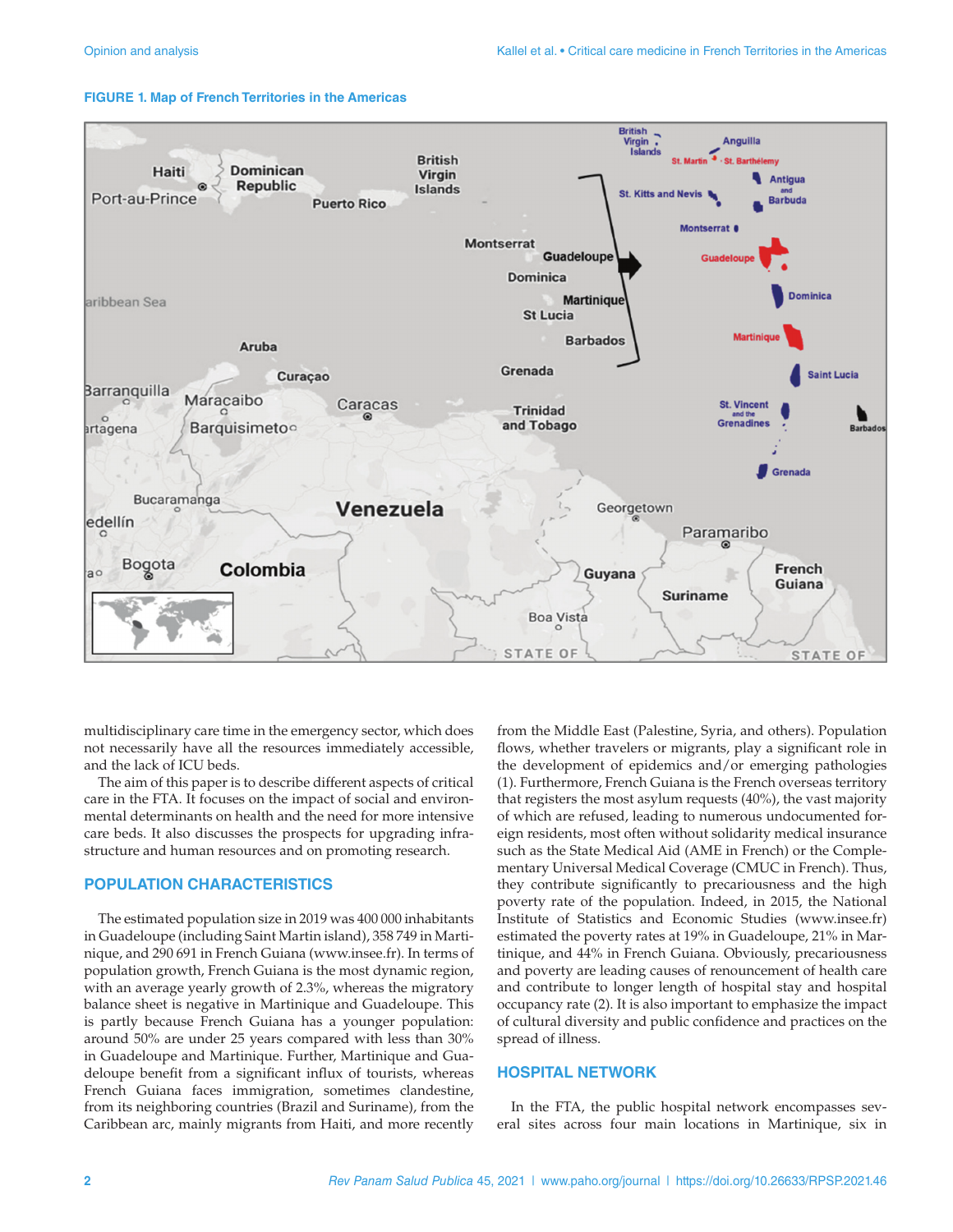FIGURE 1. Map of French Territories in the Americas

multidisciplinary care time in the emergency sector, which does not necessarily have all the resources immediately accessible, and the lack of ICU beds.

The aim of this paper is to describe different aspects of critical care in the FTA. It focuses on the impact of social and environmental determinants on health and the need for more intensive care beds. It also discusses the prospects for upgrading infrastructure and human resources and on promoting research.

## POPULATION CHARACTERISTICS

The estimated population size in 2019 was 400 000 inhabitants in Guadeloupe (including Saint Martin island), 358 749 in Martinique, and 290 691 in French Guiana (www.insee.fr). In terms of population growth, French Guiana is the most dynamic region, with an average yearly growth of 2.3%, whereas the migratory balance sheet is negative in Martinique and Guadeloupe. This is partly because French Guiana has a younger population: around 50% are under 25 years compared with less than 30% in Guadeloupe and Martinique. Further, Martinique and Guadeloupe benefit from a significant influx of tourists, whereas French Guiana faces immigration, sometimes clandestine, from its neighboring countries (Brazil and Suriname), from the Caribbean arc, mainly migrants from Haiti, and more recently from the Middle East (Palestine, Syria, and others). Population flows, whether travelers or migrants, play a significant role in the development of epidemics and/or emerging pathologies (1). Furthermore, French Guiana is the French overseas territory that registers the most asylum requests (40%), the vast majority of which are refused, leading to numerous undocumented foreign residents, most often without solidarity medical insurance such as the State Medical Aid (AME in French) or the Complementary Universal Medical Coverage (CMUC in French). Thus, they contribute significantly to precariousness and the high poverty rate of the population. Indeed, in 2015, the National Institute of Statistics and Economic Studies (www.insee.fr) estimated the poverty rates at 19% in Guadeloupe, 21% in Martinique, and 44% in French Guiana. Obviously, precariousness and poverty are leading causes of renouncement of health care and contribute to longer length of hospital stay and hospital occupancy rate (2). It is also important to emphasize the impact of cultural diversity and public confidence and practices on the spread of illness.

## HOSPITAL NETWORK

In the FTA, the public hospital network encompasses several sites across four main locations in Martinique, six in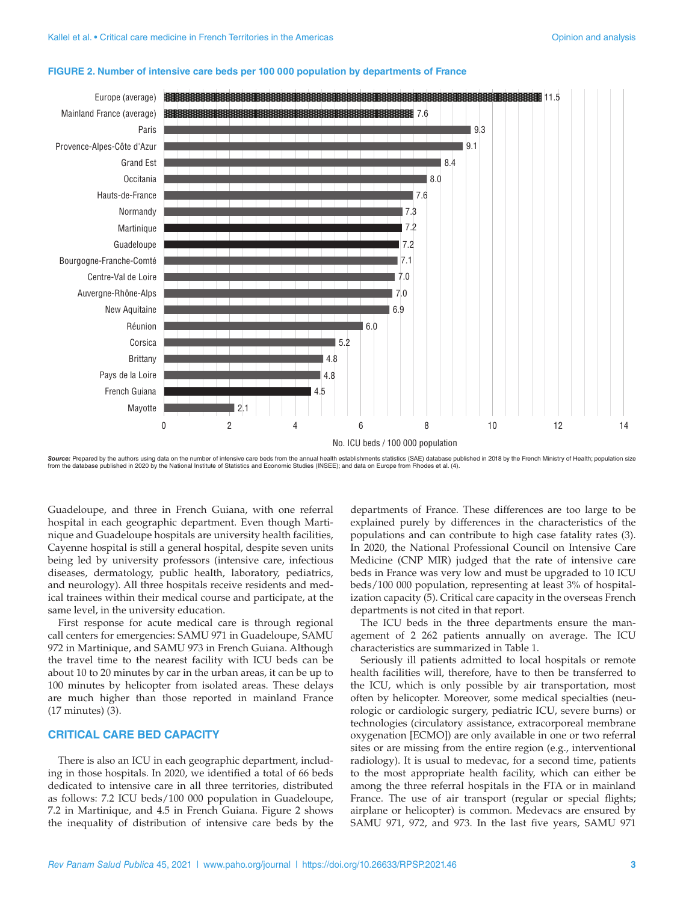**FIGURE 2. Number of intensive care beds per 100 000 population by departments of France**

| Department | No. ICU beds / 100 000 population |
|---|---|
| Europe (average) | 11.5 |
| Mainland France (average) | 7.6 |
| Paris | 9.3 |
| Provence-Alpes-Côte d'Azur | 9.1 |
| Grand Est | 8.4 |
| Occitania | 8.0 |
| Hauts-de-France | 7.6 |
| Normandy | 7.3 |
| Martinique | 7.2 |
| Guadeloupe | 7.2 |
| Bourgogne-Franche-Comté | 7.1 |
| Centre-Val de Loire | 7.0 |
| Auvergne-Rhône-Alps | 7.0 |
| New Aquitaine | 6.9 |
| Réunion | 6.0 |
| Corsica | 5.2 |
| Brittany | 4.8 |
| Pays de la Loire | 4.8 |
| French Guiana | 4.5 |
| Mayotte | 2.1 |

***Source:*** Prepared by the authors using data on the number of intensive care beds from the annual health establishments statistics (SAE) database published in 2018 by the French Ministry of Health; population size from the database published in 2020 by the National Institute of Statistics and Economic Studies (INSEE); and data on Europe from Rhodes et al. (4).

Guadeloupe, and three in French Guiana, with one referral hospital in each geographic department. Even though Martinique and Guadeloupe hospitals are university health facilities, Cayenne hospital is still a general hospital, despite seven units being led by university professors (intensive care, infectious diseases, dermatology, public health, laboratory, pediatrics, and neurology). All three hospitals receive residents and medical trainees within their medical course and participate, at the same level, in the university education.

First response for acute medical care is through regional call centers for emergencies: SAMU 971 in Guadeloupe, SAMU 972 in Martinique, and SAMU 973 in French Guiana. Although the travel time to the nearest facility with ICU beds can be about 10 to 20 minutes by car in the urban areas, it can be up to 100 minutes by helicopter from isolated areas. These delays are much higher than those reported in mainland France (17 minutes) (3).

## CRITICAL CARE BED CAPACITY

There is also an ICU in each geographic department, including in those hospitals. In 2020, we identified a total of 66 beds dedicated to intensive care in all three territories, distributed as follows: 7.2 ICU beds/100 000 population in Guadeloupe, 7.2 in Martinique, and 4.5 in French Guiana. Figure 2 shows the inequality of distribution of intensive care beds by the departments of France. These differences are too large to be explained purely by differences in the characteristics of the populations and can contribute to high case fatality rates (3). In 2020, the National Professional Council on Intensive Care Medicine (CNP MIR) judged that the rate of intensive care beds in France was very low and must be upgraded to 10 ICU beds/100 000 population, representing at least 3% of hospitalization capacity (5). Critical care capacity in the overseas French departments is not cited in that report.

The ICU beds in the three departments ensure the management of 2 262 patients annually on average. The ICU characteristics are summarized in Table 1.

Seriously ill patients admitted to local hospitals or remote health facilities will, therefore, have to then be transferred to the ICU, which is only possible by air transportation, most often by helicopter. Moreover, some medical specialties (neurologic or cardiologic surgery, pediatric ICU, severe burns) or technologies (circulatory assistance, extracorporeal membrane oxygenation [ECMO]) are only available in one or two referral sites or are missing from the entire region (e.g., interventional radiology). It is usual to medevac, for a second time, patients to the most appropriate health facility, which can either be among the three referral hospitals in the FTA or in mainland France. The use of air transport (regular or special flights; airplane or helicopter) is common. Medevacs are ensured by SAMU 971, 972, and 973. In the last five years, SAMU 971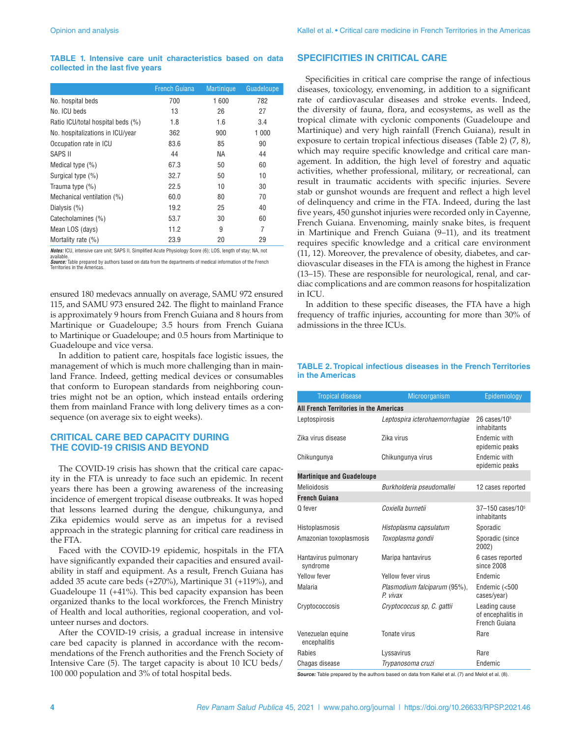**TABLE 1. Intensive care unit characteristics based on data collected in the last five years**

| | French Guiana | Martinique | Guadeloupe |
|---|---|---|---|
| No. hospital beds | 700 | 1 600 | 782 |
| No. ICU beds | 13 | 26 | 27 |
| Ratio ICU/total hospital beds (%) | 1.8 | 1.6 | 3.4 |
| No. hospitalizations in ICU/year | 362 | 900 | 1 000 |
| Occupation rate in ICU | 83.6 | 85 | 90 |
| SAPS II | 44 | NA | 44 |
| Medical type (%) | 67.3 | 50 | 60 |
| Surgical type (%) | 32.7 | 50 | 10 |
| Trauma type (%) | 22.5 | 10 | 30 |
| Mechanical ventilation (%) | 60.0 | 80 | 70 |
| Dialysis (%) | 19.2 | 25 | 40 |
| Catecholamines (%) | 53.7 | 30 | 60 |
| Mean LOS (days) | 11.2 | 9 | 7 |
| Mortality rate (%) | 23.9 | 20 | 29 |

***Notes:*** ICU, intensive care unit; SAPS II, Simplified Acute Physiology Score (6); LOS, length of stay; NA, not available.
***Source:*** Table prepared by authors based on data from the departments of medical information of the French Territories in the Americas.

ensured 180 medevacs annually on average, SAMU 972 ensured 115, and SAMU 973 ensured 242. The flight to mainland France is approximately 9 hours from French Guiana and 8 hours from Martinique or Guadeloupe; 3.5 hours from French Guiana to Martinique or Guadeloupe; and 0.5 hours from Martinique to Guadeloupe and vice versa.

In addition to patient care, hospitals face logistic issues, the management of which is much more challenging than in mainland France. Indeed, getting medical devices or consumables that conform to European standards from neighboring countries might not be an option, which instead entails ordering them from mainland France with long delivery times as a consequence (on average six to eight weeks).

## CRITICAL CARE BED CAPACITY DURING THE COVID-19 CRISIS AND BEYOND

The COVID-19 crisis has shown that the critical care capacity in the FTA is unready to face such an epidemic. In recent years there has been a growing awareness of the increasing incidence of emergent tropical disease outbreaks. It was hoped that lessons learned during the dengue, chikungunya, and Zika epidemics would serve as an impetus for a revised approach in the strategic planning for critical care readiness in the FTA.

Faced with the COVID-19 epidemic, hospitals in the FTA have significantly expanded their capacities and ensured availability in staff and equipment. As a result, French Guiana has added 35 acute care beds (+270%), Martinique 31 (+119%), and Guadeloupe 11 (+41%). This bed capacity expansion has been organized thanks to the local workforces, the French Ministry of Health and local authorities, regional cooperation, and volunteer nurses and doctors.

After the COVID-19 crisis, a gradual increase in intensive care bed capacity is planned in accordance with the recommendations of the French authorities and the French Society of Intensive Care (5). The target capacity is about 10 ICU beds/100 000 population and 3% of total hospital beds.

## SPECIFICITIES IN CRITICAL CARE

Specificities in critical care comprise the range of infectious diseases, toxicology, envenoming, in addition to a significant rate of cardiovascular diseases and stroke events. Indeed, the diversity of fauna, flora, and ecosystems, as well as the tropical climate with cyclonic components (Guadeloupe and Martinique) and very high rainfall (French Guiana), result in exposure to certain tropical infectious diseases (Table 2) (7, 8), which may require specific knowledge and critical care management. In addition, the high level of forestry and aquatic activities, whether professional, military, or recreational, can result in traumatic accidents with specific injuries. Severe stab or gunshot wounds are frequent and reflect a high level of delinquency and crime in the FTA. Indeed, during the last five years, 450 gunshot injuries were recorded only in Cayenne, French Guiana. Envenoming, mainly snake bites, is frequent in Martinique and French Guiana (9–11), and its treatment requires specific knowledge and a critical care environment (11, 12). Moreover, the prevalence of obesity, diabetes, and cardiovascular diseases in the FTA is among the highest in France (13–15). These are responsible for neurological, renal, and cardiac complications and are common reasons for hospitalization in ICU.

In addition to these specific diseases, the FTA have a high frequency of traffic injuries, accounting for more than 30% of admissions in the three ICUs.

**TABLE 2. Tropical infectious diseases in the French Territories in the Americas**

| Tropical disease | Microorganism | Epidemiology |
|---|---|---|
| **All French Territories in the Americas** | | |
| Leptospirosis | *Leptospira icterohaemorrhagiae* | 26 cases/$10^5$ inhabitants |
| Zika virus disease | Zika virus | Endemic with epidemic peaks |
| Chikungunya | Chikungunya virus | Endemic with epidemic peaks |
| **Martinique and Guadeloupe** | | |
| Melioidosis | *Burkholderia pseudomallei* | 12 cases reported |
| **French Guiana** | | |
| Q fever | *Coxiella burnetii* | 37–150 cases/$10^5$ inhabitants |
| Histoplasmosis | *Histoplasma capsulatum* | Sporadic |
| Amazonian toxoplasmosis | *Toxoplasma gondii* | Sporadic (since 2002) |
| Hantavirus pulmonary syndrome | Maripa hantavirus | 6 cases reported since 2008 |
| Yellow fever | Yellow fever virus | Endemic |
| Malaria | *Plasmodium falciparum* (95%), *P. vivax* | Endemic (<500 cases/year) |
| Cryptococcosis | *Cryptococcus sp, C. gattii* | Leading cause of encephalitis in French Guiana |
| Venezuelan equine encephalitis | Tonate virus | Rare |
| Rabies | Lyssavirus | Rare |
| Chagas disease | *Trypanosoma cruzi* | Endemic |

***Source:*** Table prepared by the authors based on data from Kallel et al. (7) and Melot et al. (8).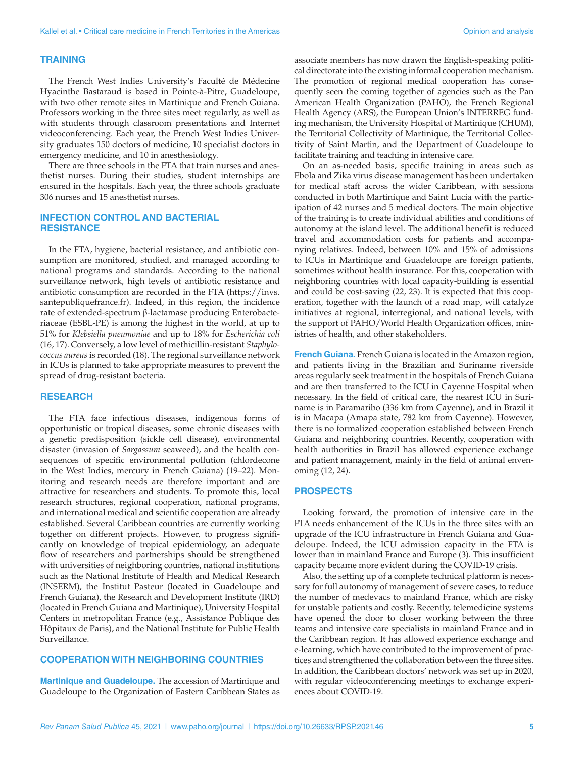## TRAINING

The French West Indies University's Faculté de Médecine Hyacinthe Bastaraud is based in Pointe-à-Pitre, Guadeloupe, with two other remote sites in Martinique and French Guiana. Professors working in the three sites meet regularly, as well as with students through classroom presentations and Internet videoconferencing. Each year, the French West Indies University graduates 150 doctors of medicine, 10 specialist doctors in emergency medicine, and 10 in anesthesiology.

There are three schools in the FTA that train nurses and anesthetist nurses. During their studies, student internships are ensured in the hospitals. Each year, the three schools graduate 306 nurses and 15 anesthetist nurses.

## INFECTION CONTROL AND BACTERIAL RESISTANCE

In the FTA, hygiene, bacterial resistance, and antibiotic consumption are monitored, studied, and managed according to national programs and standards. According to the national surveillance network, high levels of antibiotic resistance and antibiotic consumption are recorded in the FTA (https://invs.santepubliquefrance.fr). Indeed, in this region, the incidence rate of extended-spectrum β-lactamase producing Enterobacteriaceae (ESBL-PE) is among the highest in the world, at up to 51% for *Klebsiella pneumoniae* and up to 18% for *Escherichia coli* (16, 17). Conversely, a low level of methicillin-resistant *Staphylococcus aureus* is recorded (18). The regional surveillance network in ICUs is planned to take appropriate measures to prevent the spread of drug-resistant bacteria.

## RESEARCH

The FTA face infectious diseases, indigenous forms of opportunistic or tropical diseases, some chronic diseases with a genetic predisposition (sickle cell disease), environmental disaster (invasion of *Sargassum* seaweed), and the health consequences of specific environmental pollution (chlordecone in the West Indies, mercury in French Guiana) (19–22). Monitoring and research needs are therefore important and are attractive for researchers and students. To promote this, local research structures, regional cooperation, national programs, and international medical and scientific cooperation are already established. Several Caribbean countries are currently working together on different projects. However, to progress significantly on knowledge of tropical epidemiology, an adequate flow of researchers and partnerships should be strengthened with universities of neighboring countries, national institutions such as the National Institute of Health and Medical Research (INSERM), the Institut Pasteur (located in Guadeloupe and French Guiana), the Research and Development Institute (IRD) (located in French Guiana and Martinique), University Hospital Centers in metropolitan France (e.g., Assistance Publique des Hôpitaux de Paris), and the National Institute for Public Health Surveillance.

## COOPERATION WITH NEIGHBORING COUNTRIES

**Martinique and Guadeloupe.** The accession of Martinique and Guadeloupe to the Organization of Eastern Caribbean States as associate members has now drawn the English-speaking political directorate into the existing informal cooperation mechanism. The promotion of regional medical cooperation has consequently seen the coming together of agencies such as the Pan American Health Organization (PAHO), the French Regional Health Agency (ARS), the European Union's INTERREG funding mechanism, the University Hospital of Martinique (CHUM), the Territorial Collectivity of Martinique, the Territorial Collectivity of Saint Martin, and the Department of Guadeloupe to facilitate training and teaching in intensive care.

On an as-needed basis, specific training in areas such as Ebola and Zika virus disease management has been undertaken for medical staff across the wider Caribbean, with sessions conducted in both Martinique and Saint Lucia with the participation of 42 nurses and 5 medical doctors. The main objective of the training is to create individual abilities and conditions of autonomy at the island level. The additional benefit is reduced travel and accommodation costs for patients and accompanying relatives. Indeed, between 10% and 15% of admissions to ICUs in Martinique and Guadeloupe are foreign patients, sometimes without health insurance. For this, cooperation with neighboring countries with local capacity-building is essential and could be cost-saving (22, 23). It is expected that this cooperation, together with the launch of a road map, will catalyze initiatives at regional, interregional, and national levels, with the support of PAHO/World Health Organization offices, ministries of health, and other stakeholders.

**French Guiana.** French Guiana is located in the Amazon region, and patients living in the Brazilian and Suriname riverside areas regularly seek treatment in the hospitals of French Guiana and are then transferred to the ICU in Cayenne Hospital when necessary. In the field of critical care, the nearest ICU in Suriname is in Paramaribo (336 km from Cayenne), and in Brazil it is in Macapa (Amapa state, 782 km from Cayenne). However, there is no formalized cooperation established between French Guiana and neighboring countries. Recently, cooperation with health authorities in Brazil has allowed experience exchange and patient management, mainly in the field of animal envenoming (12, 24).

## PROSPECTS

Looking forward, the promotion of intensive care in the FTA needs enhancement of the ICUs in the three sites with an upgrade of the ICU infrastructure in French Guiana and Guadeloupe. Indeed, the ICU admission capacity in the FTA is lower than in mainland France and Europe (3). This insufficient capacity became more evident during the COVID-19 crisis.

Also, the setting up of a complete technical platform is necessary for full autonomy of management of severe cases, to reduce the number of medevacs to mainland France, which are risky for unstable patients and costly. Recently, telemedicine systems have opened the door to closer working between the three teams and intensive care specialists in mainland France and in the Caribbean region. It has allowed experience exchange and e-learning, which have contributed to the improvement of practices and strengthened the collaboration between the three sites. In addition, the Caribbean doctors' network was set up in 2020, with regular videoconferencing meetings to exchange experiences about COVID-19.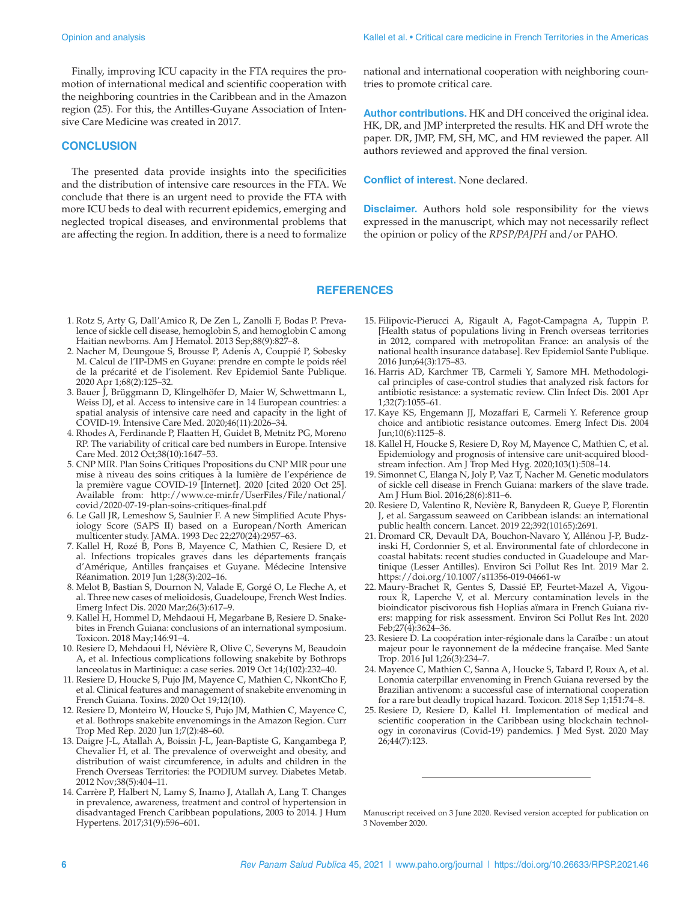Finally, improving ICU capacity in the FTA requires the promotion of international medical and scientific cooperation with the neighboring countries in the Caribbean and in the Amazon region (25). For this, the Antilles-Guyane Association of Intensive Care Medicine was created in 2017.

## CONCLUSION

The presented data provide insights into the specificities and the distribution of intensive care resources in the FTA. We conclude that there is an urgent need to provide the FTA with more ICU beds to deal with recurrent epidemics, emerging and neglected tropical diseases, and environmental problems that are affecting the region. In addition, there is a need to formalize national and international cooperation with neighboring countries to promote critical care.

**Author contributions.** HK and DH conceived the original idea. HK, DR, and JMP interpreted the results. HK and DH wrote the paper. DR, JMP, FM, SH, MC, and HM reviewed the paper. All authors reviewed and approved the final version.

**Conflict of interest.** None declared.

**Disclaimer.** Authors hold sole responsibility for the views expressed in the manuscript, which may not necessarily reflect the opinion or policy of the *RPSP/PAJPH* and/or PAHO.

## REFERENCES

1. Rotz S, Arty G, Dall'Amico R, De Zen L, Zanolli F, Bodas P. Prevalence of sickle cell disease, hemoglobin S, and hemoglobin C among Haitian newborns. Am J Hematol. 2013 Sep;88(9):827–8.
2. Nacher M, Deungoue S, Brousse P, Adenis A, Couppié P, Sobesky M. Calcul de l'IP-DMS en Guyane: prendre en compte le poids réel de la précarité et de l'isolement. Rev Epidemiol Sante Publique. 2020 Apr 1;68(2):125–32.
3. Bauer J, Brüggmann D, Klingelhöfer D, Maier W, Schwettmann L, Weiss DJ, et al. Access to intensive care in 14 European countries: a spatial analysis of intensive care need and capacity in the light of COVID-19. Intensive Care Med. 2020;46(11):2026–34.
4. Rhodes A, Ferdinande P, Flaatten H, Guidet B, Metnitz PG, Moreno RP. The variability of critical care bed numbers in Europe. Intensive Care Med. 2012 Oct;38(10):1647–53.
5. CNP MIR. Plan Soins Critiques Propositions du CNP MIR pour une mise à niveau des soins critiques à la lumière de l'expérience de la première vague COVID-19 [Internet]. 2020 [cited 2020 Oct 25]. Available from: http://www.ce-mir.fr/UserFiles/File/national/covid/2020-07-19-plan-soins-critiques-final.pdf
6. Le Gall JR, Lemeshow S, Saulnier F. A new Simplified Acute Physiology Score (SAPS II) based on a European/North American multicenter study. JAMA. 1993 Dec 22;270(24):2957–63.
7. Kallel H, Rozé B, Pons B, Mayence C, Mathien C, Resiere D, et al. Infections tropicales graves dans les départements français d'Amérique, Antilles françaises et Guyane. Médecine Intensive Réanimation. 2019 Jun 1;28(3):202–16.
8. Melot B, Bastian S, Dournon N, Valade E, Gorgé O, Le Fleche A, et al. Three new cases of melioidosis, Guadeloupe, French West Indies. Emerg Infect Dis. 2020 Mar;26(3):617–9.
9. Kallel H, Hommel D, Mehdaoui H, Megarbane B, Resiere D. Snakebites in French Guiana: conclusions of an international symposium. Toxicon. 2018 May;146:91–4.
10. Resiere D, Mehdaoui H, Névière R, Olive C, Severyns M, Beaudoin A, et al. Infectious complications following snakebite by Bothrops lanceolatus in Martinique: a case series. 2019 Oct 14;(102):232–40.
11. Resiere D, Houcke S, Pujo JM, Mayence C, Mathien C, NkontCho F, et al. Clinical features and management of snakebite envenoming in French Guiana. Toxins. 2020 Oct 19;12(10).
12. Resiere D, Monteiro W, Houcke S, Pujo JM, Mathien C, Mayence C, et al. Bothrops snakebite envenomings in the Amazon Region. Curr Trop Med Rep. 2020 Jun 1;7(2):48–60.
13. Daigre J-L, Atallah A, Boissin J-L, Jean-Baptiste G, Kangambega P, Chevalier H, et al. The prevalence of overweight and obesity, and distribution of waist circumference, in adults and children in the French Overseas Territories: the PODIUM survey. Diabetes Metab. 2012 Nov;38(5):404–11.
14. Carrère P, Halbert N, Lamy S, Inamo J, Atallah A, Lang T. Changes in prevalence, awareness, treatment and control of hypertension in disadvantaged French Caribbean populations, 2003 to 2014. J Hum Hypertens. 2017;31(9):596–601.
15. Filipovic-Pierucci A, Rigault A, Fagot-Campagna A, Tuppin P. [Health status of populations living in French overseas territories in 2012, compared with metropolitan France: an analysis of the national health insurance database]. Rev Epidemiol Sante Publique. 2016 Jun;64(3):175–83.
16. Harris AD, Karchmer TB, Carmeli Y, Samore MH. Methodological principles of case-control studies that analyzed risk factors for antibiotic resistance: a systematic review. Clin Infect Dis. 2001 Apr 1;32(7):1055–61.
17. Kaye KS, Engemann JJ, Mozaffari E, Carmeli Y. Reference group choice and antibiotic resistance outcomes. Emerg Infect Dis. 2004 Jun;10(6):1125–8.
18. Kallel H, Houcke S, Resiere D, Roy M, Mayence C, Mathien C, et al. Epidemiology and prognosis of intensive care unit-acquired bloodstream infection. Am J Trop Med Hyg. 2020;103(1):508–14.
19. Simonnet C, Elanga N, Joly P, Vaz T, Nacher M. Genetic modulators of sickle cell disease in French Guiana: markers of the slave trade. Am J Hum Biol. 2016;28(6):811–6.
20. Resiere D, Valentino R, Nevière R, Banydeen R, Gueye P, Florentin J, et al. Sargassum seaweed on Caribbean islands: an international public health concern. Lancet. 2019 22;392(10165):2691.
21. Dromard CR, Devault DA, Bouchon-Navaro Y, Allénou J-P, Budzinski H, Cordonnier S, et al. Environmental fate of chlordecone in coastal habitats: recent studies conducted in Guadeloupe and Martinique (Lesser Antilles). Environ Sci Pollut Res Int. 2019 Mar 2. https://doi.org/10.1007/s11356-019-04661-w
22. Maury-Brachet R, Gentes S, Dassié EP, Feurtet-Mazel A, Vigouroux R, Laperche V, et al. Mercury contamination levels in the bioindicator piscivorous fish Hoplias aïmara in French Guiana rivers: mapping for risk assessment. Environ Sci Pollut Res Int. 2020 Feb;27(4):3624–36.
23. Resiere D. La coopération inter-régionale dans la Caraïbe : un atout majeur pour le rayonnement de la médecine française. Med Sante Trop. 2016 Jul 1;26(3):234–7.
24. Mayence C, Mathien C, Sanna A, Houcke S, Tabard P, Roux A, et al. Lonomia caterpillar envenoming in French Guiana reversed by the Brazilian antivenom: a successful case of international cooperation for a rare but deadly tropical hazard. Toxicon. 2018 Sep 1;151:74–8.
25. Resiere D, Resiere D, Kallel H. Implementation of medical and scientific cooperation in the Caribbean using blockchain technology in coronavirus (Covid-19) pandemics. J Med Syst. 2020 May 26;44(7):123.

---

Manuscript received on 3 June 2020. Revised version accepted for publication on 3 November 2020.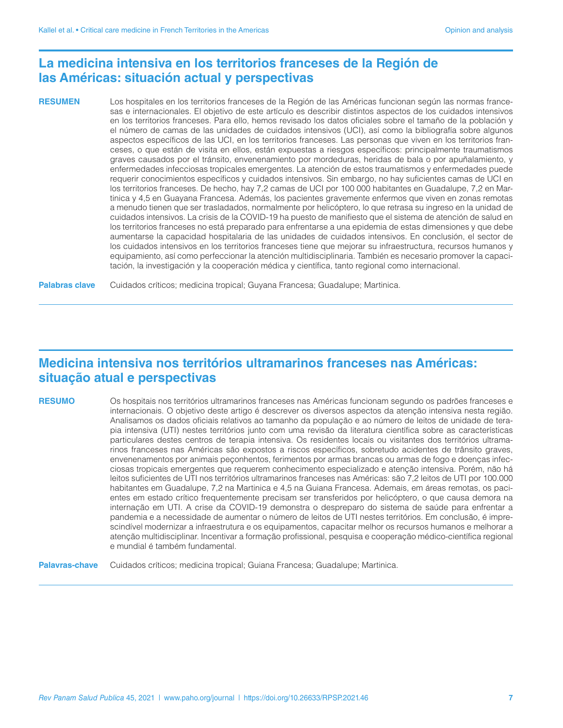## La medicina intensiva en los territorios franceses de la Región de las Américas: situación actual y perspectivas

**RESUMEN** Los hospitales en los territorios franceses de la Región de las Américas funcionan según las normas francesas e internacionales. El objetivo de este artículo es describir distintos aspectos de los cuidados intensivos en los territorios franceses. Para ello, hemos revisado los datos oficiales sobre el tamaño de la población y el número de camas de las unidades de cuidados intensivos (UCI), así como la bibliografía sobre algunos aspectos específicos de las UCI, en los territorios franceses. Las personas que viven en los territorios franceses, o que están de visita en ellos, están expuestas a riesgos específicos: principalmente traumatismos graves causados por el tránsito, envenenamiento por mordeduras, heridas de bala o por apuñalamiento, y enfermedades infecciosas tropicales emergentes. La atención de estos traumatismos y enfermedades puede requerir conocimientos específicos y cuidados intensivos. Sin embargo, no hay suficientes camas de UCI en los territorios franceses. De hecho, hay 7,2 camas de UCI por 100 000 habitantes en Guadalupe, 7,2 en Martinica y 4,5 en Guayana Francesa. Además, los pacientes gravemente enfermos que viven en zonas remotas a menudo tienen que ser trasladados, normalmente por helicóptero, lo que retrasa su ingreso en la unidad de cuidados intensivos. La crisis de la COVID-19 ha puesto de manifiesto que el sistema de atención de salud en los territorios franceses no está preparado para enfrentarse a una epidemia de estas dimensiones y que debe aumentarse la capacidad hospitalaria de las unidades de cuidados intensivos. En conclusión, el sector de los cuidados intensivos en los territorios franceses tiene que mejorar su infraestructura, recursos humanos y equipamiento, así como perfeccionar la atención multidisciplinaria. También es necesario promover la capacitación, la investigación y la cooperación médica y científica, tanto regional como internacional.

**Palabras clave** Cuidados críticos; medicina tropical; Guyana Francesa; Guadalupe; Martinica.

## Medicina intensiva nos territórios ultramarinos franceses nas Américas: situação atual e perspectivas

**RESUMO** Os hospitais nos territórios ultramarinos franceses nas Américas funcionam segundo os padrões franceses e internacionais. O objetivo deste artigo é descrever os diversos aspectos da atenção intensiva nesta região. Analisamos os dados oficiais relativos ao tamanho da população e ao número de leitos de unidade de terapia intensiva (UTI) nestes territórios junto com uma revisão da literatura científica sobre as características particulares destes centros de terapia intensiva. Os residentes locais ou visitantes dos territórios ultramarinos franceses nas Américas são expostos a riscos específicos, sobretudo acidentes de trânsito graves, envenenamentos por animais peçonhentos, ferimentos por armas brancas ou armas de fogo e doenças infecciosas tropicais emergentes que requerem conhecimento especializado e atenção intensiva. Porém, não há leitos suficientes de UTI nos territórios ultramarinos franceses nas Américas: são 7,2 leitos de UTI por 100.000 habitantes em Guadalupe, 7,2 na Martinica e 4,5 na Guiana Francesa. Ademais, em áreas remotas, os pacientes em estado crítico frequentemente precisam ser transferidos por helicóptero, o que causa demora na internação em UTI. A crise da COVID-19 demonstra o despreparo do sistema de saúde para enfrentar a pandemia e a necessidade de aumentar o número de leitos de UTI nestes territórios. Em conclusão, é imprescindível modernizar a infraestrutura e os equipamentos, capacitar melhor os recursos humanos e melhorar a atenção multidisciplinar. Incentivar a formação profissional, pesquisa e cooperação médico-científica regional e mundial é também fundamental.

**Palavras-chave** Cuidados críticos; medicina tropical; Guiana Francesa; Guadalupe; Martinica.